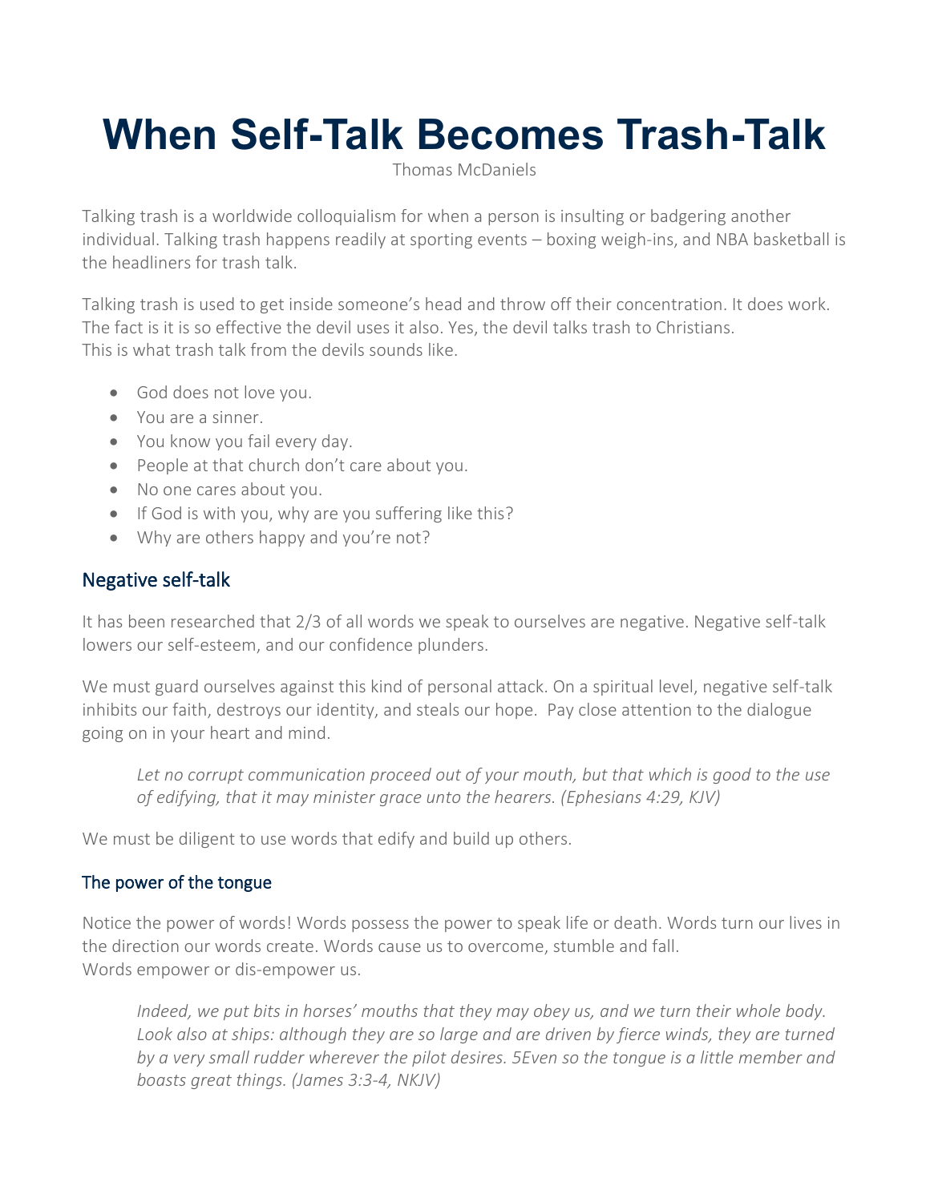# When Self-Talk Becomes Trash-Talk

Thomas McDaniels

Talking trash is a worldwide colloquialism for when a person is insulting or badgering another individual. Talking trash happens readily at sporting events – boxing weigh-ins, and NBA basketball is the headliners for trash talk.

Talking trash is used to get inside someone's head and throw off their concentration. It does work. The fact is it is so effective the devil uses it also. Yes, the devil talks trash to Christians.
This is what trash talk from the devils sounds like.

- God does not love you.
- You are a sinner.
- You know you fail every day.
- People at that church don't care about you.
- No one cares about you.
- If God is with you, why are you suffering like this?
- Why are others happy and you're not?

## Negative self-talk

It has been researched that 2/3 of all words we speak to ourselves are negative. Negative self-talk lowers our self-esteem, and our confidence plunders.

We must guard ourselves against this kind of personal attack. On a spiritual level, negative self-talk inhibits our faith, destroys our identity, and steals our hope. Pay close attention to the dialogue going on in your heart and mind.

> *Let no corrupt communication proceed out of your mouth, but that which is good to the use of edifying, that it may minister grace unto the hearers. (Ephesians 4:29, KJV)*

We must be diligent to use words that edify and build up others.

## The power of the tongue

Notice the power of words! Words possess the power to speak life or death. Words turn our lives in the direction our words create. Words cause us to overcome, stumble and fall.
Words empower or dis-empower us.

> *Indeed, we put bits in horses' mouths that they may obey us, and we turn their whole body. Look also at ships: although they are so large and are driven by fierce winds, they are turned by a very small rudder wherever the pilot desires. 5Even so the tongue is a little member and boasts great things. (James 3:3-4, NKJV)*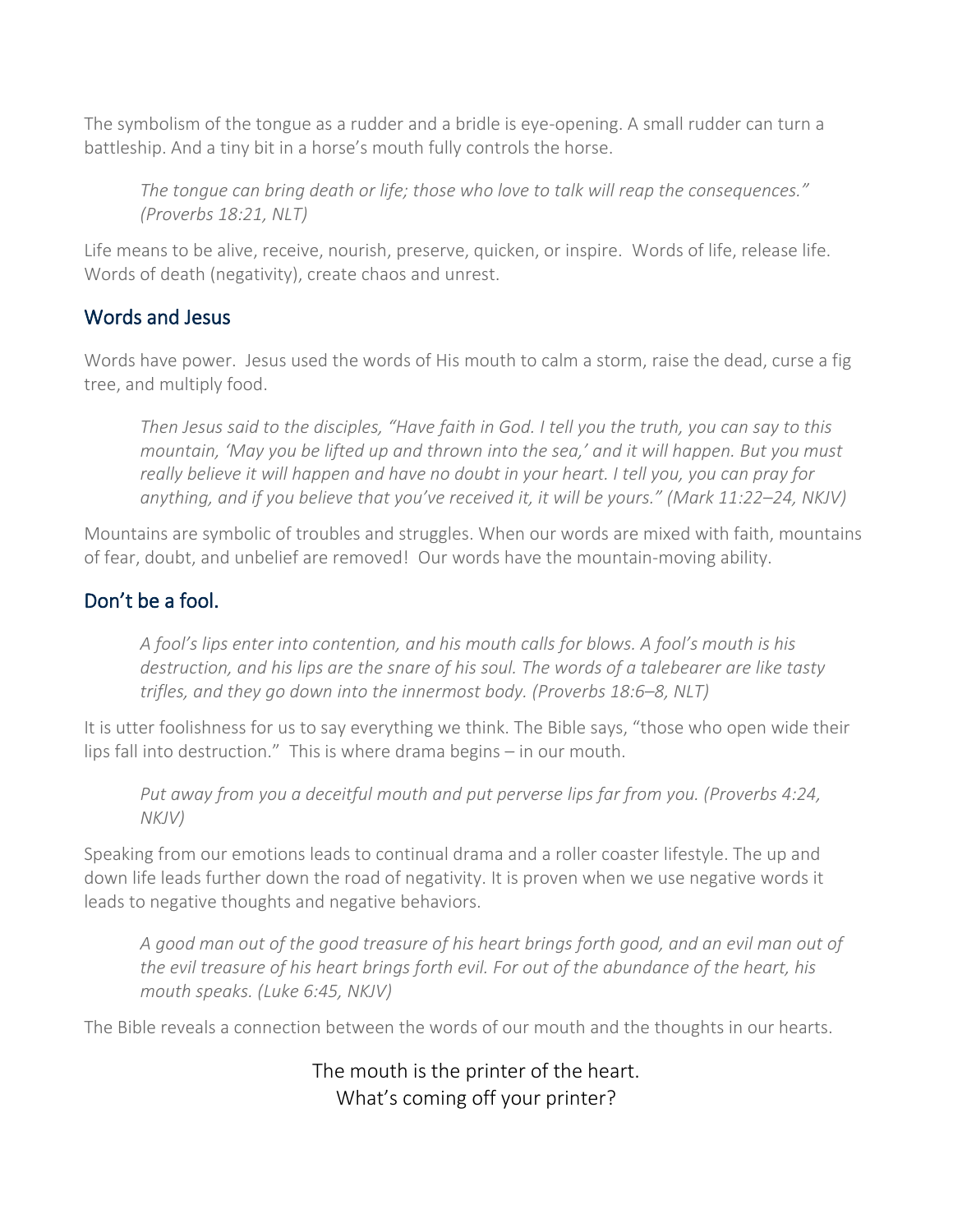The symbolism of the tongue as a rudder and a bridle is eye-opening. A small rudder can turn a battleship. And a tiny bit in a horse's mouth fully controls the horse.

> *The tongue can bring death or life; those who love to talk will reap the consequences." (Proverbs 18:21, NLT)*

Life means to be alive, receive, nourish, preserve, quicken, or inspire. Words of life, release life. Words of death (negativity), create chaos and unrest.

## Words and Jesus

Words have power. Jesus used the words of His mouth to calm a storm, raise the dead, curse a fig tree, and multiply food.

> *Then Jesus said to the disciples, "Have faith in God. I tell you the truth, you can say to this mountain, 'May you be lifted up and thrown into the sea,' and it will happen. But you must really believe it will happen and have no doubt in your heart. I tell you, you can pray for anything, and if you believe that you've received it, it will be yours." (Mark 11:22–24, NKJV)*

Mountains are symbolic of troubles and struggles. When our words are mixed with faith, mountains of fear, doubt, and unbelief are removed! Our words have the mountain-moving ability.

## Don't be a fool.

> *A fool's lips enter into contention, and his mouth calls for blows. A fool's mouth is his destruction, and his lips are the snare of his soul. The words of a talebearer are like tasty trifles, and they go down into the innermost body. (Proverbs 18:6–8, NLT)*

It is utter foolishness for us to say everything we think. The Bible says, "those who open wide their lips fall into destruction." This is where drama begins – in our mouth.

> *Put away from you a deceitful mouth and put perverse lips far from you. (Proverbs 4:24, NKJV)*

Speaking from our emotions leads to continual drama and a roller coaster lifestyle. The up and down life leads further down the road of negativity. It is proven when we use negative words it leads to negative thoughts and negative behaviors.

> *A good man out of the good treasure of his heart brings forth good, and an evil man out of the evil treasure of his heart brings forth evil. For out of the abundance of the heart, his mouth speaks. (Luke 6:45, NKJV)*

The Bible reveals a connection between the words of our mouth and the thoughts in our hearts.

The mouth is the printer of the heart.
What's coming off your printer?